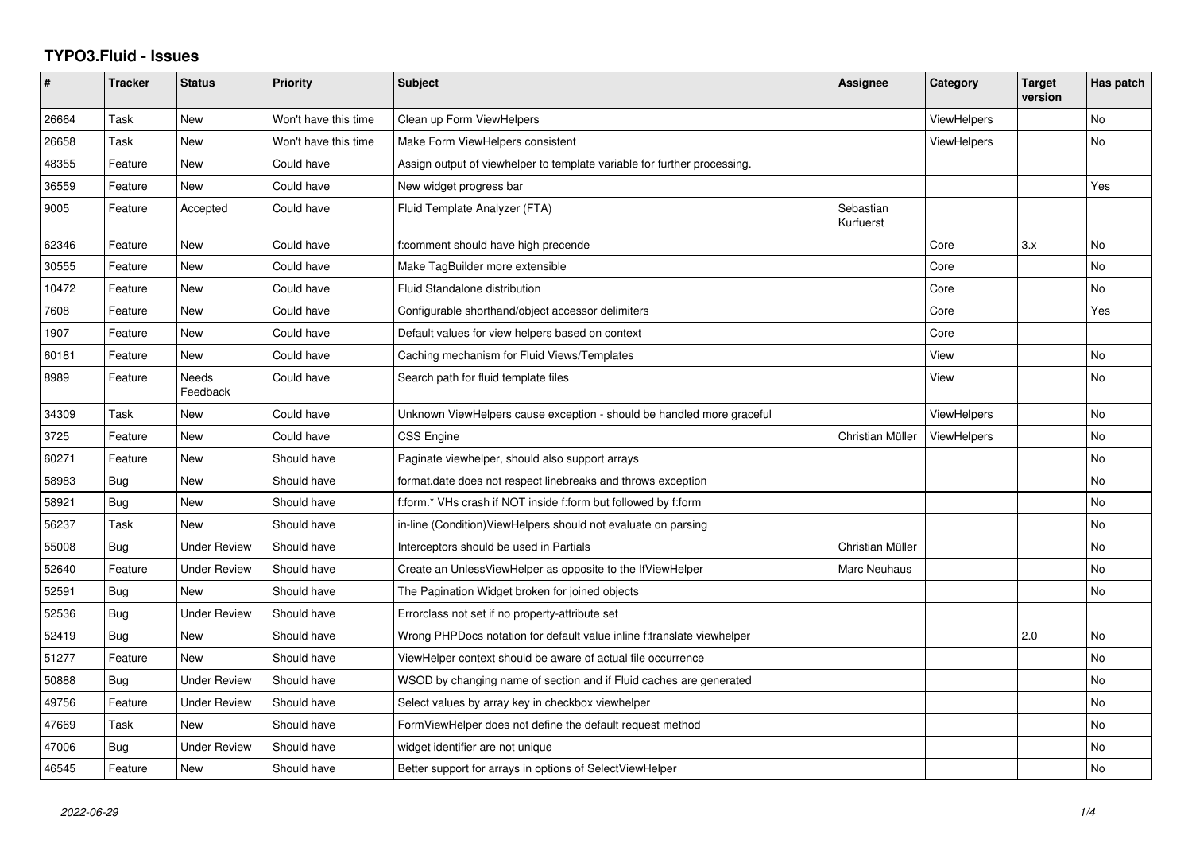# TYPO3.Fluid - Issues

| # | Tracker | Status | Priority | Subject | Assignee | Category | Target version | Has patch |
|---|---|---|---|---|---|---|---|---|
| 26664 | Task | New | Won't have this time | Clean up Form ViewHelpers | | ViewHelpers | | No |
| 26658 | Task | New | Won't have this time | Make Form ViewHelpers consistent | | ViewHelpers | | No |
| 48355 | Feature | New | Could have | Assign output of viewhelper to template variable for further processing. | | | | |
| 36559 | Feature | New | Could have | New widget progress bar | | | | Yes |
| 9005 | Feature | Accepted | Could have | Fluid Template Analyzer (FTA) | Sebastian Kurfuerst | | | |
| 62346 | Feature | New | Could have | f:comment should have high precende | | Core | 3.x | No |
| 30555 | Feature | New | Could have | Make TagBuilder more extensible | | Core | | No |
| 10472 | Feature | New | Could have | Fluid Standalone distribution | | Core | | No |
| 7608 | Feature | New | Could have | Configurable shorthand/object accessor delimiters | | Core | | Yes |
| 1907 | Feature | New | Could have | Default values for view helpers based on context | | Core | | |
| 60181 | Feature | New | Could have | Caching mechanism for Fluid Views/Templates | | View | | No |
| 8989 | Feature | Needs Feedback | Could have | Search path for fluid template files | | View | | No |
| 34309 | Task | New | Could have | Unknown ViewHelpers cause exception - should be handled more graceful | | ViewHelpers | | No |
| 3725 | Feature | New | Could have | CSS Engine | Christian Müller | ViewHelpers | | No |
| 60271 | Feature | New | Should have | Paginate viewhelper, should also support arrays | | | | No |
| 58983 | Bug | New | Should have | format.date does not respect linebreaks and throws exception | | | | No |
| 58921 | Bug | New | Should have | f:form.* VHs crash if NOT inside f:form but followed by f:form | | | | No |
| 56237 | Task | New | Should have | in-line (Condition)ViewHelpers should not evaluate on parsing | | | | No |
| 55008 | Bug | Under Review | Should have | Interceptors should be used in Partials | Christian Müller | | | No |
| 52640 | Feature | Under Review | Should have | Create an UnlessViewHelper as opposite to the IfViewHelper | Marc Neuhaus | | | No |
| 52591 | Bug | New | Should have | The Pagination Widget broken for joined objects | | | | No |
| 52536 | Bug | Under Review | Should have | Errorclass not set if no property-attribute set | | | | |
| 52419 | Bug | New | Should have | Wrong PHPDocs notation for default value inline f:translate viewhelper | | | 2.0 | No |
| 51277 | Feature | New | Should have | ViewHelper context should be aware of actual file occurrence | | | | No |
| 50888 | Bug | Under Review | Should have | WSOD by changing name of section and if Fluid caches are generated | | | | No |
| 49756 | Feature | Under Review | Should have | Select values by array key in checkbox viewhelper | | | | No |
| 47669 | Task | New | Should have | FormViewHelper does not define the default request method | | | | No |
| 47006 | Bug | Under Review | Should have | widget identifier are not unique | | | | No |
| 46545 | Feature | New | Should have | Better support for arrays in options of SelectViewHelper | | | | No |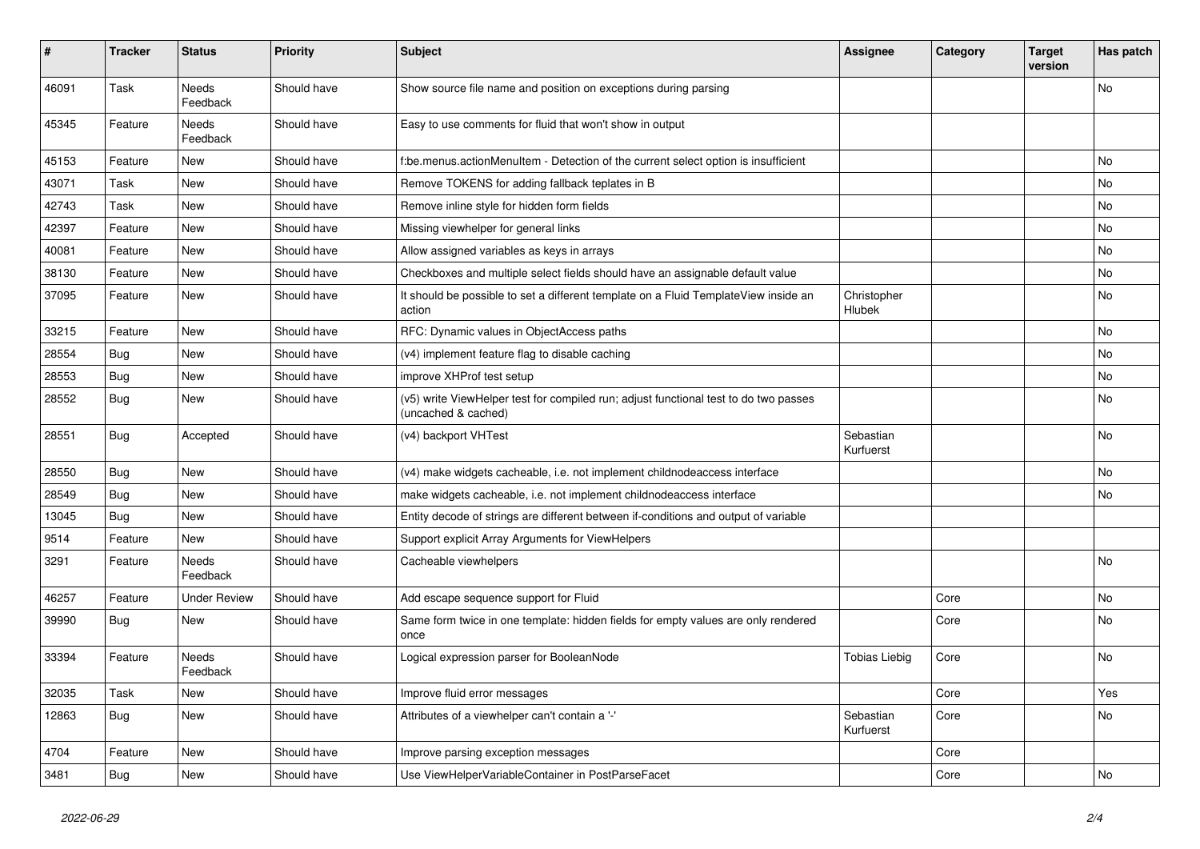| # | Tracker | Status | Priority | Subject | Assignee | Category | Target version | Has patch |
|---|---|---|---|---|---|---|---|---|
| 46091 | Task | Needs Feedback | Should have | Show source file name and position on exceptions during parsing | | | | No |
| 45345 | Feature | Needs Feedback | Should have | Easy to use comments for fluid that won't show in output | | | | |
| 45153 | Feature | New | Should have | f:be.menus.actionMenuItem - Detection of the current select option is insufficient | | | | No |
| 43071 | Task | New | Should have | Remove TOKENS for adding fallback teplates in B | | | | No |
| 42743 | Task | New | Should have | Remove inline style for hidden form fields | | | | No |
| 42397 | Feature | New | Should have | Missing viewhelper for general links | | | | No |
| 40081 | Feature | New | Should have | Allow assigned variables as keys in arrays | | | | No |
| 38130 | Feature | New | Should have | Checkboxes and multiple select fields should have an assignable default value | | | | No |
| 37095 | Feature | New | Should have | It should be possible to set a different template on a Fluid TemplateView inside an action | Christopher Hlubek | | | No |
| 33215 | Feature | New | Should have | RFC: Dynamic values in ObjectAccess paths | | | | No |
| 28554 | Bug | New | Should have | (v4) implement feature flag to disable caching | | | | No |
| 28553 | Bug | New | Should have | improve XHProf test setup | | | | No |
| 28552 | Bug | New | Should have | (v5) write ViewHelper test for compiled run; adjust functional test to do two passes (uncached & cached) | | | | No |
| 28551 | Bug | Accepted | Should have | (v4) backport VHTest | Sebastian Kurfuerst | | | No |
| 28550 | Bug | New | Should have | (v4) make widgets cacheable, i.e. not implement childnodeaccess interface | | | | No |
| 28549 | Bug | New | Should have | make widgets cacheable, i.e. not implement childnodeaccess interface | | | | No |
| 13045 | Bug | New | Should have | Entity decode of strings are different between if-conditions and output of variable | | | | |
| 9514 | Feature | New | Should have | Support explicit Array Arguments for ViewHelpers | | | | |
| 3291 | Feature | Needs Feedback | Should have | Cacheable viewhelpers | | | | No |
| 46257 | Feature | Under Review | Should have | Add escape sequence support for Fluid | | Core | | No |
| 39990 | Bug | New | Should have | Same form twice in one template: hidden fields for empty values are only rendered once | | Core | | No |
| 33394 | Feature | Needs Feedback | Should have | Logical expression parser for BooleanNode | Tobias Liebig | Core | | No |
| 32035 | Task | New | Should have | Improve fluid error messages | | Core | | Yes |
| 12863 | Bug | New | Should have | Attributes of a viewhelper can't contain a '-' | Sebastian Kurfuerst | Core | | No |
| 4704 | Feature | New | Should have | Improve parsing exception messages | | Core | | |
| 3481 | Bug | New | Should have | Use ViewHelperVariableContainer in PostParseFacet | | Core | | No |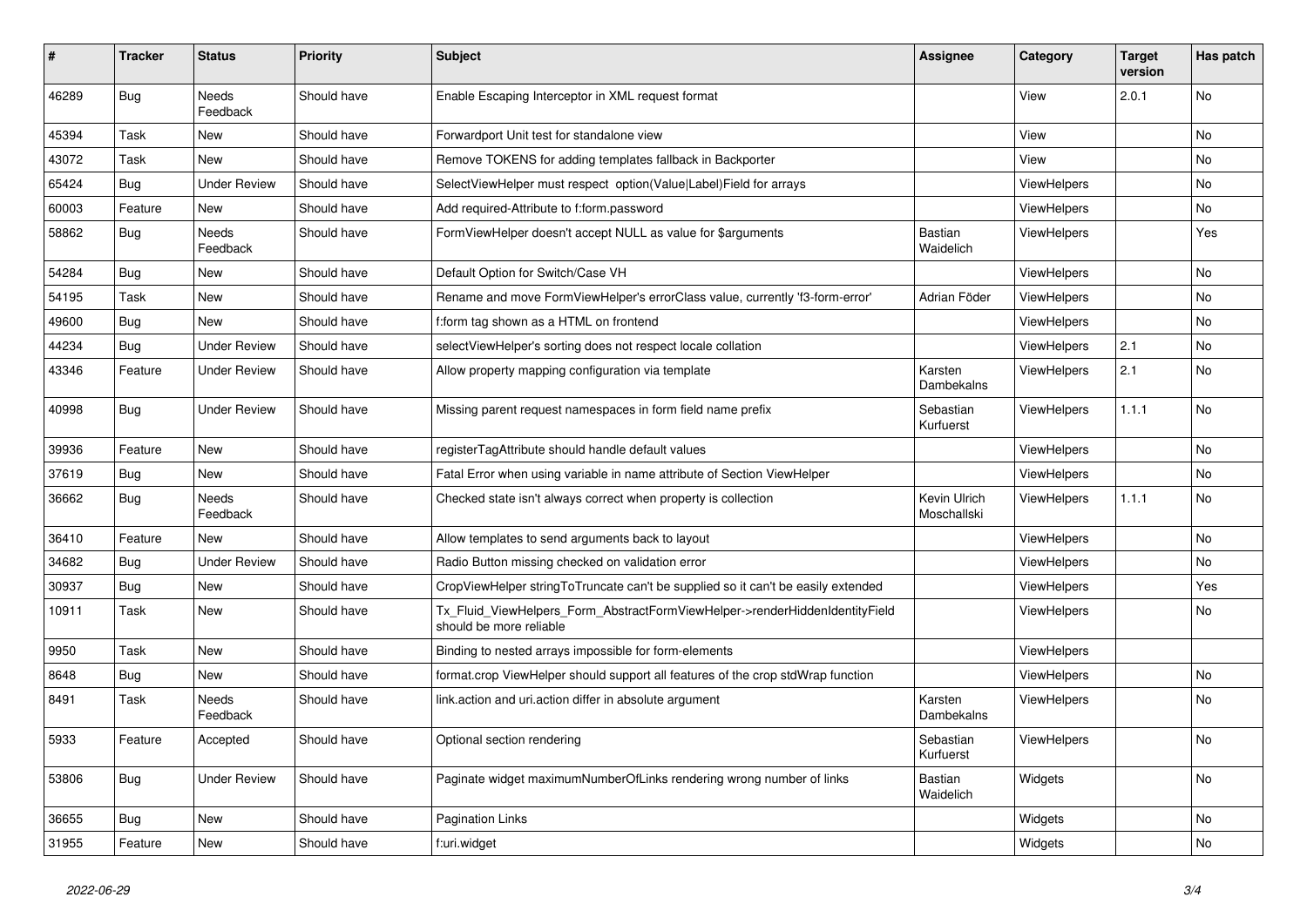| # | Tracker | Status | Priority | Subject | Assignee | Category | Target version | Has patch |
|---|---|---|---|---|---|---|---|---|
| 46289 | Bug | Needs Feedback | Should have | Enable Escaping Interceptor in XML request format | | View | 2.0.1 | No |
| 45394 | Task | New | Should have | Forwardport Unit test for standalone view | | View | | No |
| 43072 | Task | New | Should have | Remove TOKENS for adding templates fallback in Backporter | | View | | No |
| 65424 | Bug | Under Review | Should have | SelectViewHelper must respect option(Value\|Label)Field for arrays | | ViewHelpers | | No |
| 60003 | Feature | New | Should have | Add required-Attribute to f:form.password | | ViewHelpers | | No |
| 58862 | Bug | Needs Feedback | Should have | FormViewHelper doesn't accept NULL as value for $arguments | Bastian Waidelich | ViewHelpers | | Yes |
| 54284 | Bug | New | Should have | Default Option for Switch/Case VH | | ViewHelpers | | No |
| 54195 | Task | New | Should have | Rename and move FormViewHelper's errorClass value, currently 'f3-form-error' | Adrian Föder | ViewHelpers | | No |
| 49600 | Bug | New | Should have | f:form tag shown as a HTML on frontend | | ViewHelpers | | No |
| 44234 | Bug | Under Review | Should have | selectViewHelper's sorting does not respect locale collation | | ViewHelpers | 2.1 | No |
| 43346 | Feature | Under Review | Should have | Allow property mapping configuration via template | Karsten Dambekalns | ViewHelpers | 2.1 | No |
| 40998 | Bug | Under Review | Should have | Missing parent request namespaces in form field name prefix | Sebastian Kurfuerst | ViewHelpers | 1.1.1 | No |
| 39936 | Feature | New | Should have | registerTagAttribute should handle default values | | ViewHelpers | | No |
| 37619 | Bug | New | Should have | Fatal Error when using variable in name attribute of Section ViewHelper | | ViewHelpers | | No |
| 36662 | Bug | Needs Feedback | Should have | Checked state isn't always correct when property is collection | Kevin Ulrich Moschallski | ViewHelpers | 1.1.1 | No |
| 36410 | Feature | New | Should have | Allow templates to send arguments back to layout | | ViewHelpers | | No |
| 34682 | Bug | Under Review | Should have | Radio Button missing checked on validation error | | ViewHelpers | | No |
| 30937 | Bug | New | Should have | CropViewHelper stringToTruncate can't be supplied so it can't be easily extended | | ViewHelpers | | Yes |
| 10911 | Task | New | Should have | Tx_Fluid_ViewHelpers_Form_AbstractFormViewHelper->renderHiddenIdentityField should be more reliable | | ViewHelpers | | No |
| 9950 | Task | New | Should have | Binding to nested arrays impossible for form-elements | | ViewHelpers | | |
| 8648 | Bug | New | Should have | format.crop ViewHelper should support all features of the crop stdWrap function | | ViewHelpers | | No |
| 8491 | Task | Needs Feedback | Should have | link.action and uri.action differ in absolute argument | Karsten Dambekalns | ViewHelpers | | No |
| 5933 | Feature | Accepted | Should have | Optional section rendering | Sebastian Kurfuerst | ViewHelpers | | No |
| 53806 | Bug | Under Review | Should have | Paginate widget maximumNumberOfLinks rendering wrong number of links | Bastian Waidelich | Widgets | | No |
| 36655 | Bug | New | Should have | Pagination Links | | Widgets | | No |
| 31955 | Feature | New | Should have | f:uri.widget | | Widgets | | No |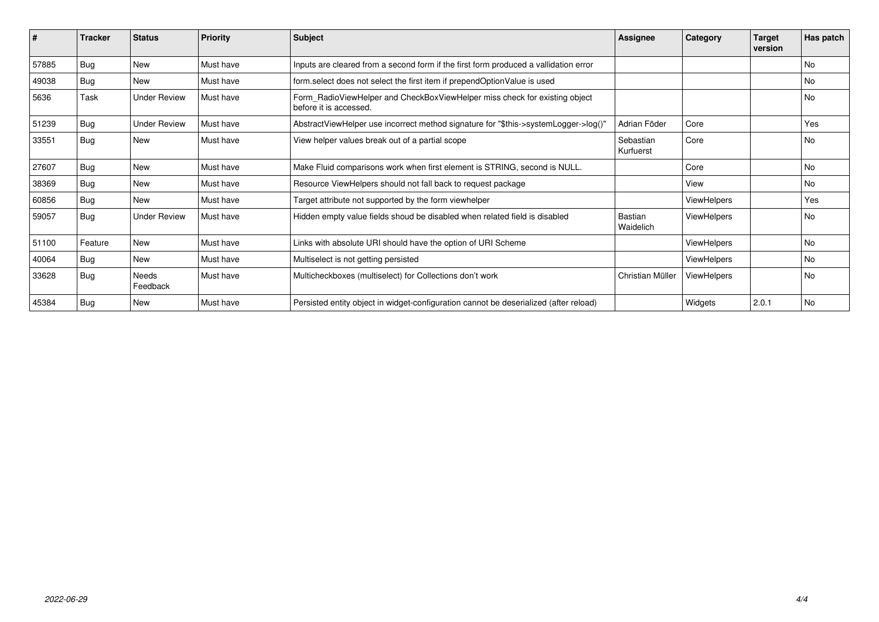| # | Tracker | Status | Priority | Subject | Assignee | Category | Target version | Has patch |
|---|---|---|---|---|---|---|---|---|
| 57885 | Bug | New | Must have | Inputs are cleared from a second form if the first form produced a vallidation error | | | | No |
| 49038 | Bug | New | Must have | form.select does not select the first item if prependOptionValue is used | | | | No |
| 5636 | Task | Under Review | Must have | Form_RadioViewHelper and CheckBoxViewHelper miss check for existing object before it is accessed. | | | | No |
| 51239 | Bug | Under Review | Must have | AbstractViewHelper use incorrect method signature for "$this->systemLogger->log()" | Adrian Föder | Core | | Yes |
| 33551 | Bug | New | Must have | View helper values break out of a partial scope | Sebastian Kurfuerst | Core | | No |
| 27607 | Bug | New | Must have | Make Fluid comparisons work when first element is STRING, second is NULL. | | Core | | No |
| 38369 | Bug | New | Must have | Resource ViewHelpers should not fall back to request package | | View | | No |
| 60856 | Bug | New | Must have | Target attribute not supported by the form viewhelper | | ViewHelpers | | Yes |
| 59057 | Bug | Under Review | Must have | Hidden empty value fields shoud be disabled when related field is disabled | Bastian Waidelich | ViewHelpers | | No |
| 51100 | Feature | New | Must have | Links with absolute URI should have the option of URI Scheme | | ViewHelpers | | No |
| 40064 | Bug | New | Must have | Multiselect is not getting persisted | | ViewHelpers | | No |
| 33628 | Bug | Needs Feedback | Must have | Multicheckboxes (multiselect) for Collections don't work | Christian Müller | ViewHelpers | | No |
| 45384 | Bug | New | Must have | Persisted entity object in widget-configuration cannot be deserialized (after reload) | | Widgets | 2.0.1 | No |